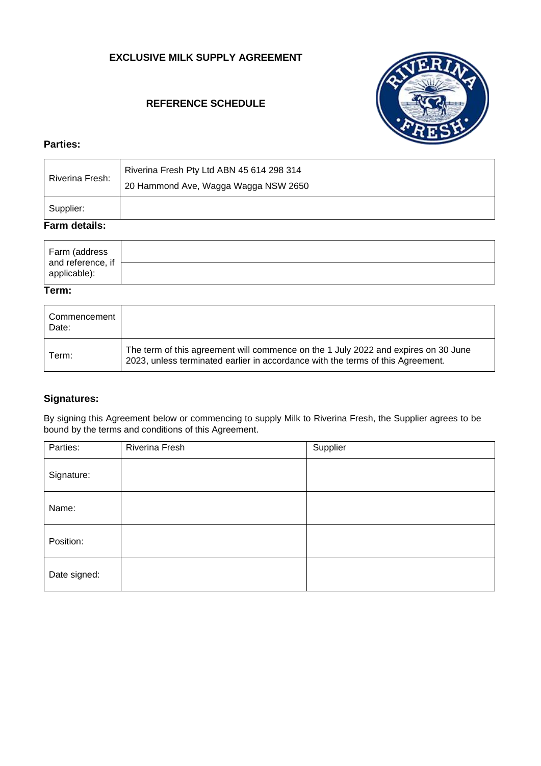# EXCLUSIVE MILK SUPPLY AGREEMENT

## REFERENCE SCHEDULE

**Parties:**

| | |
|---|---|
| Riverina Fresh: | Riverina Fresh Pty Ltd ABN 45 614 298 314<br>20 Hammond Ave, Wagga Wagga NSW 2650 |
| Supplier: | |

**Farm details:**

| | |
|---|---|
| Farm (address and reference, if applicable): | |
| | |

**Term:**

| | |
|---|---|
| Commencement Date: | |
| Term: | The term of this agreement will commence on the 1 July 2022 and expires on 30 June 2023, unless terminated earlier in accordance with the terms of this Agreement. |

**Signatures:**

By signing this Agreement below or commencing to supply Milk to Riverina Fresh, the Supplier agrees to be bound by the terms and conditions of this Agreement.

| Parties: | Riverina Fresh | Supplier |
|---|---|---|
| Signature: | | |
| Name: | | |
| Position: | | |
| Date signed: | | |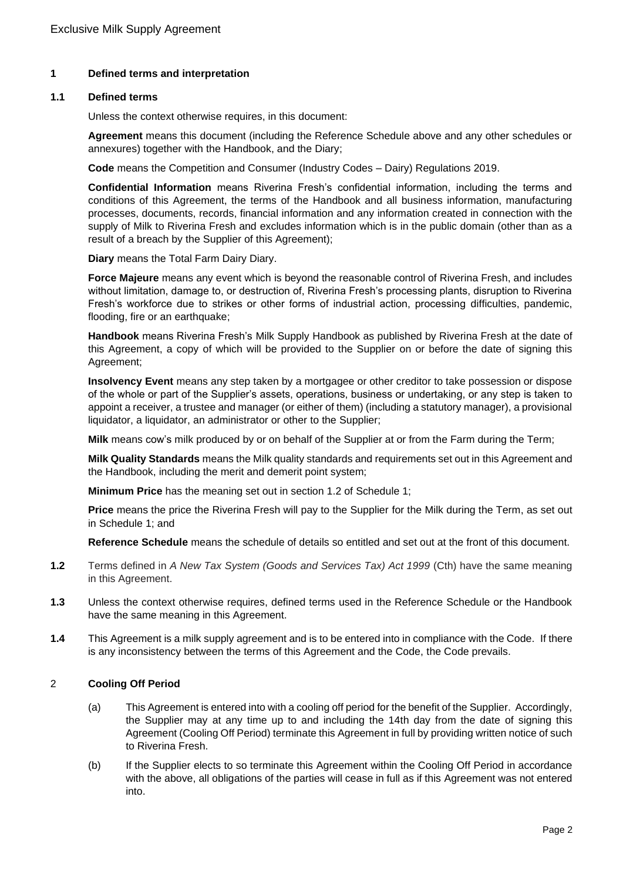## 1 Defined terms and interpretation

### 1.1 Defined terms

Unless the context otherwise requires, in this document:

**Agreement** means this document (including the Reference Schedule above and any other schedules or annexures) together with the Handbook, and the Diary;

**Code** means the Competition and Consumer (Industry Codes – Dairy) Regulations 2019.

**Confidential Information** means Riverina Fresh's confidential information, including the terms and conditions of this Agreement, the terms of the Handbook and all business information, manufacturing processes, documents, records, financial information and any information created in connection with the supply of Milk to Riverina Fresh and excludes information which is in the public domain (other than as a result of a breach by the Supplier of this Agreement);

**Diary** means the Total Farm Dairy Diary.

**Force Majeure** means any event which is beyond the reasonable control of Riverina Fresh, and includes without limitation, damage to, or destruction of, Riverina Fresh's processing plants, disruption to Riverina Fresh's workforce due to strikes or other forms of industrial action, processing difficulties, pandemic, flooding, fire or an earthquake;

**Handbook** means Riverina Fresh's Milk Supply Handbook as published by Riverina Fresh at the date of this Agreement, a copy of which will be provided to the Supplier on or before the date of signing this Agreement;

**Insolvency Event** means any step taken by a mortgagee or other creditor to take possession or dispose of the whole or part of the Supplier's assets, operations, business or undertaking, or any step is taken to appoint a receiver, a trustee and manager (or either of them) (including a statutory manager), a provisional liquidator, a liquidator, an administrator or other to the Supplier;

**Milk** means cow's milk produced by or on behalf of the Supplier at or from the Farm during the Term;

**Milk Quality Standards** means the Milk quality standards and requirements set out in this Agreement and the Handbook, including the merit and demerit point system;

**Minimum Price** has the meaning set out in section 1.2 of Schedule 1;

**Price** means the price the Riverina Fresh will pay to the Supplier for the Milk during the Term, as set out in Schedule 1; and

**Reference Schedule** means the schedule of details so entitled and set out at the front of this document.

**1.2** Terms defined in *A New Tax System (Goods and Services Tax) Act 1999* (Cth) have the same meaning in this Agreement.

**1.3** Unless the context otherwise requires, defined terms used in the Reference Schedule or the Handbook have the same meaning in this Agreement.

**1.4** This Agreement is a milk supply agreement and is to be entered into in compliance with the Code. If there is any inconsistency between the terms of this Agreement and the Code, the Code prevails.

## 2 Cooling Off Period

(a) This Agreement is entered into with a cooling off period for the benefit of the Supplier. Accordingly, the Supplier may at any time up to and including the 14th day from the date of signing this Agreement (Cooling Off Period) terminate this Agreement in full by providing written notice of such to Riverina Fresh.

(b) If the Supplier elects to so terminate this Agreement within the Cooling Off Period in accordance with the above, all obligations of the parties will cease in full as if this Agreement was not entered into.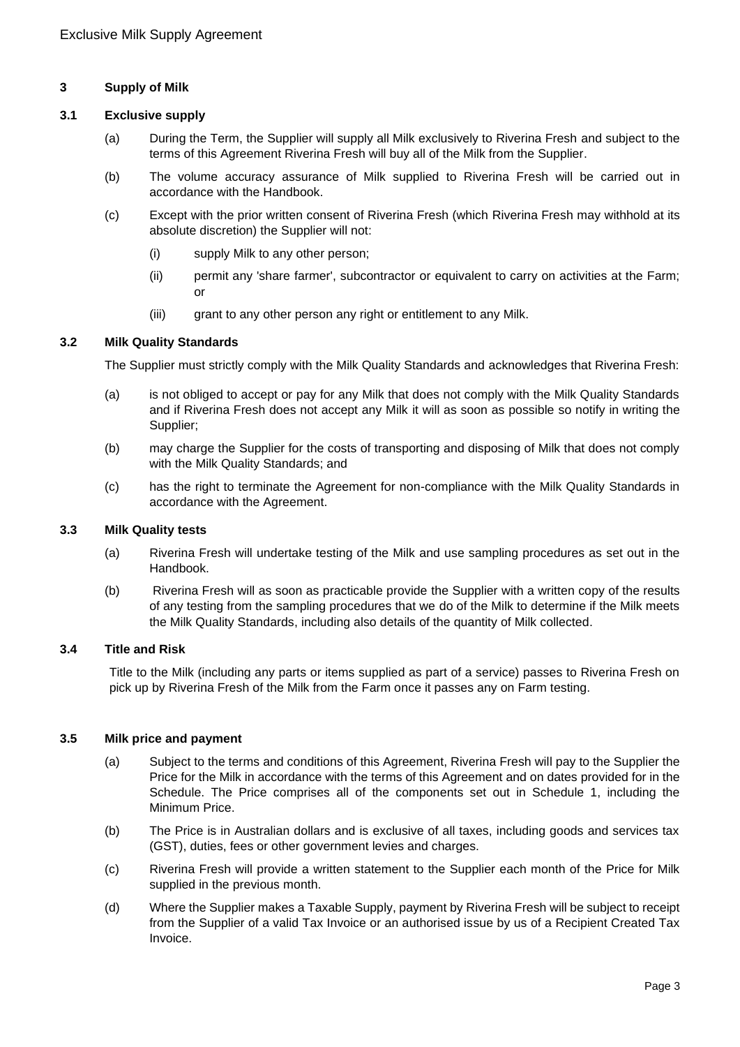## 3 Supply of Milk

### 3.1 Exclusive supply

(a) During the Term, the Supplier will supply all Milk exclusively to Riverina Fresh and subject to the terms of this Agreement Riverina Fresh will buy all of the Milk from the Supplier.

(b) The volume accuracy assurance of Milk supplied to Riverina Fresh will be carried out in accordance with the Handbook.

(c) Except with the prior written consent of Riverina Fresh (which Riverina Fresh may withhold at its absolute discretion) the Supplier will not:

(i) supply Milk to any other person;

(ii) permit any 'share farmer', subcontractor or equivalent to carry on activities at the Farm; or

(iii) grant to any other person any right or entitlement to any Milk.

### 3.2 Milk Quality Standards

The Supplier must strictly comply with the Milk Quality Standards and acknowledges that Riverina Fresh:

(a) is not obliged to accept or pay for any Milk that does not comply with the Milk Quality Standards and if Riverina Fresh does not accept any Milk it will as soon as possible so notify in writing the Supplier;

(b) may charge the Supplier for the costs of transporting and disposing of Milk that does not comply with the Milk Quality Standards; and

(c) has the right to terminate the Agreement for non-compliance with the Milk Quality Standards in accordance with the Agreement.

### 3.3 Milk Quality tests

(a) Riverina Fresh will undertake testing of the Milk and use sampling procedures as set out in the Handbook.

(b) Riverina Fresh will as soon as practicable provide the Supplier with a written copy of the results of any testing from the sampling procedures that we do of the Milk to determine if the Milk meets the Milk Quality Standards, including also details of the quantity of Milk collected.

### 3.4 Title and Risk

Title to the Milk (including any parts or items supplied as part of a service) passes to Riverina Fresh on pick up by Riverina Fresh of the Milk from the Farm once it passes any on Farm testing.

### 3.5 Milk price and payment

(a) Subject to the terms and conditions of this Agreement, Riverina Fresh will pay to the Supplier the Price for the Milk in accordance with the terms of this Agreement and on dates provided for in the Schedule. The Price comprises all of the components set out in Schedule 1, including the Minimum Price.

(b) The Price is in Australian dollars and is exclusive of all taxes, including goods and services tax (GST), duties, fees or other government levies and charges.

(c) Riverina Fresh will provide a written statement to the Supplier each month of the Price for Milk supplied in the previous month.

(d) Where the Supplier makes a Taxable Supply, payment by Riverina Fresh will be subject to receipt from the Supplier of a valid Tax Invoice or an authorised issue by us of a Recipient Created Tax Invoice.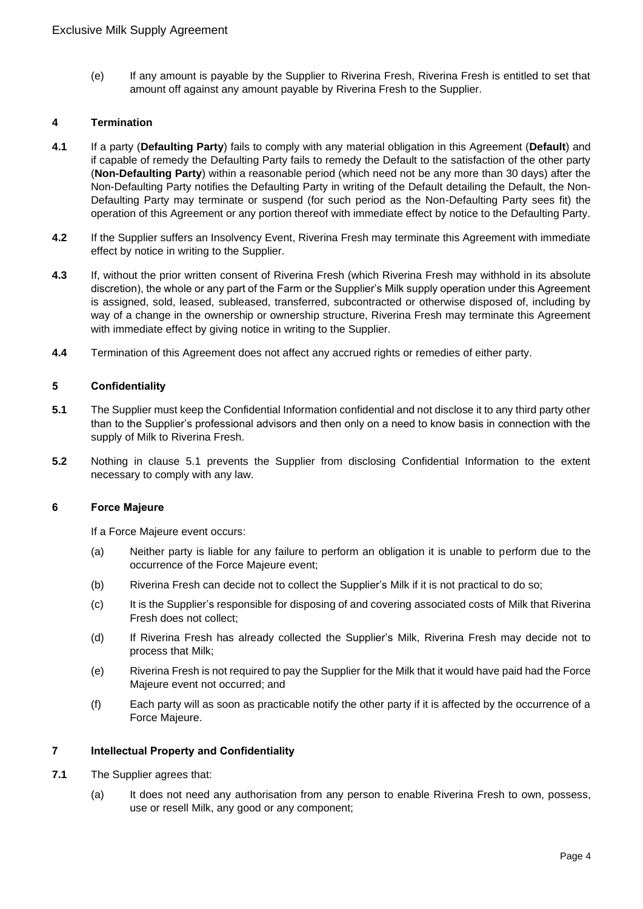(e) If any amount is payable by the Supplier to Riverina Fresh, Riverina Fresh is entitled to set that amount off against any amount payable by Riverina Fresh to the Supplier.

## 4 Termination

**4.1** If a party (**Defaulting Party**) fails to comply with any material obligation in this Agreement (**Default**) and if capable of remedy the Defaulting Party fails to remedy the Default to the satisfaction of the other party (**Non-Defaulting Party**) within a reasonable period (which need not be any more than 30 days) after the Non-Defaulting Party notifies the Defaulting Party in writing of the Default detailing the Default, the Non-Defaulting Party may terminate or suspend (for such period as the Non-Defaulting Party sees fit) the operation of this Agreement or any portion thereof with immediate effect by notice to the Defaulting Party.

**4.2** If the Supplier suffers an Insolvency Event, Riverina Fresh may terminate this Agreement with immediate effect by notice in writing to the Supplier.

**4.3** If, without the prior written consent of Riverina Fresh (which Riverina Fresh may withhold in its absolute discretion), the whole or any part of the Farm or the Supplier's Milk supply operation under this Agreement is assigned, sold, leased, subleased, transferred, subcontracted or otherwise disposed of, including by way of a change in the ownership or ownership structure, Riverina Fresh may terminate this Agreement with immediate effect by giving notice in writing to the Supplier.

**4.4** Termination of this Agreement does not affect any accrued rights or remedies of either party.

## 5 Confidentiality

**5.1** The Supplier must keep the Confidential Information confidential and not disclose it to any third party other than to the Supplier's professional advisors and then only on a need to know basis in connection with the supply of Milk to Riverina Fresh.

**5.2** Nothing in clause 5.1 prevents the Supplier from disclosing Confidential Information to the extent necessary to comply with any law.

## 6 Force Majeure

If a Force Majeure event occurs:

(a) Neither party is liable for any failure to perform an obligation it is unable to perform due to the occurrence of the Force Majeure event;

(b) Riverina Fresh can decide not to collect the Supplier's Milk if it is not practical to do so;

(c) It is the Supplier's responsible for disposing of and covering associated costs of Milk that Riverina Fresh does not collect;

(d) If Riverina Fresh has already collected the Supplier's Milk, Riverina Fresh may decide not to process that Milk;

(e) Riverina Fresh is not required to pay the Supplier for the Milk that it would have paid had the Force Majeure event not occurred; and

(f) Each party will as soon as practicable notify the other party if it is affected by the occurrence of a Force Majeure.

## 7 Intellectual Property and Confidentiality

**7.1** The Supplier agrees that:

(a) It does not need any authorisation from any person to enable Riverina Fresh to own, possess, use or resell Milk, any good or any component;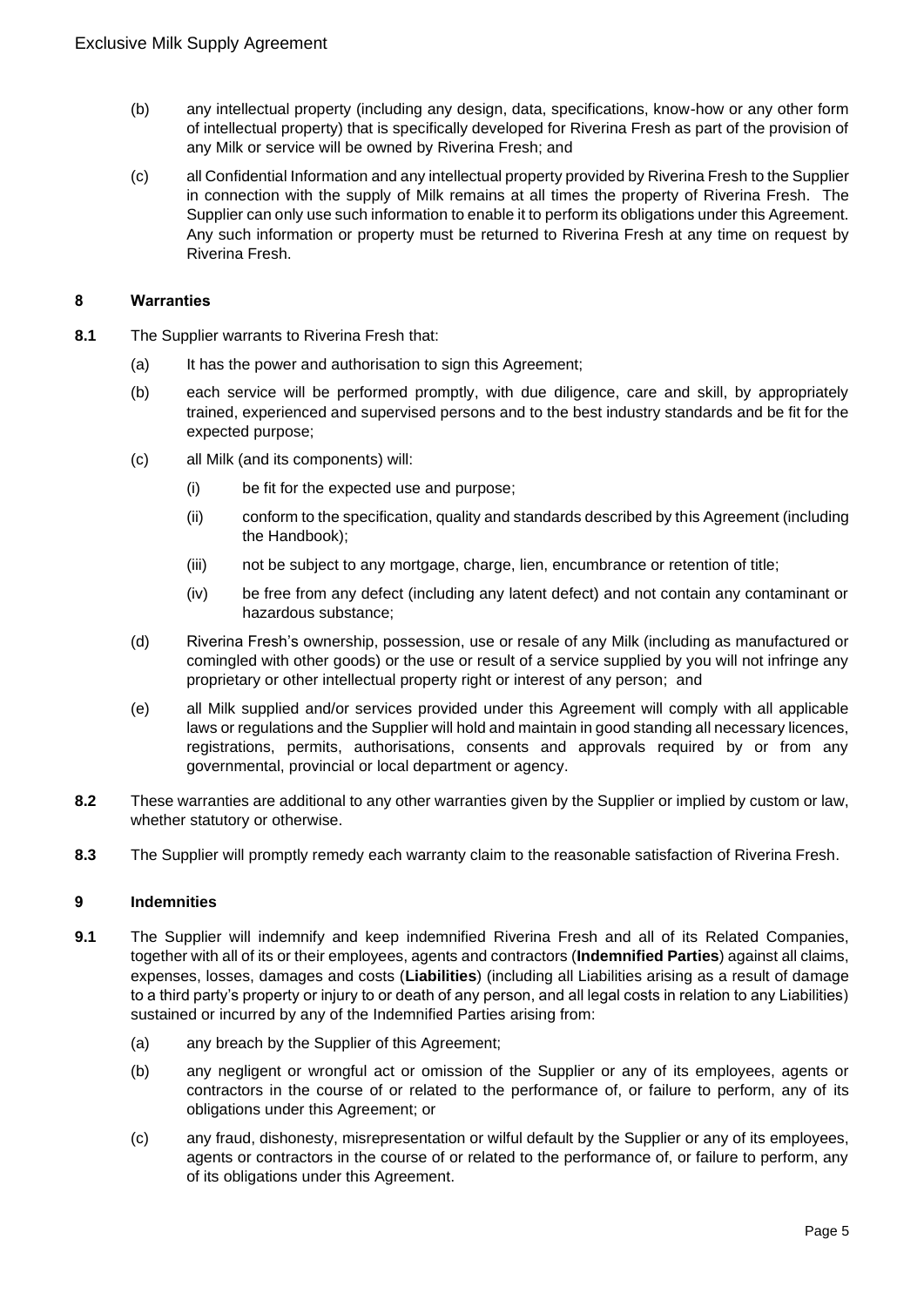(b) any intellectual property (including any design, data, specifications, know-how or any other form of intellectual property) that is specifically developed for Riverina Fresh as part of the provision of any Milk or service will be owned by Riverina Fresh; and

(c) all Confidential Information and any intellectual property provided by Riverina Fresh to the Supplier in connection with the supply of Milk remains at all times the property of Riverina Fresh. The Supplier can only use such information to enable it to perform its obligations under this Agreement. Any such information or property must be returned to Riverina Fresh at any time on request by Riverina Fresh.

## 8 Warranties

**8.1** The Supplier warrants to Riverina Fresh that:

(a) It has the power and authorisation to sign this Agreement;

(b) each service will be performed promptly, with due diligence, care and skill, by appropriately trained, experienced and supervised persons and to the best industry standards and be fit for the expected purpose;

(c) all Milk (and its components) will:

(i) be fit for the expected use and purpose;

(ii) conform to the specification, quality and standards described by this Agreement (including the Handbook);

(iii) not be subject to any mortgage, charge, lien, encumbrance or retention of title;

(iv) be free from any defect (including any latent defect) and not contain any contaminant or hazardous substance;

(d) Riverina Fresh's ownership, possession, use or resale of any Milk (including as manufactured or comingled with other goods) or the use or result of a service supplied by you will not infringe any proprietary or other intellectual property right or interest of any person; and

(e) all Milk supplied and/or services provided under this Agreement will comply with all applicable laws or regulations and the Supplier will hold and maintain in good standing all necessary licences, registrations, permits, authorisations, consents and approvals required by or from any governmental, provincial or local department or agency.

**8.2** These warranties are additional to any other warranties given by the Supplier or implied by custom or law, whether statutory or otherwise.

**8.3** The Supplier will promptly remedy each warranty claim to the reasonable satisfaction of Riverina Fresh.

## 9 Indemnities

**9.1** The Supplier will indemnify and keep indemnified Riverina Fresh and all of its Related Companies, together with all of its or their employees, agents and contractors (**Indemnified Parties**) against all claims, expenses, losses, damages and costs (**Liabilities**) (including all Liabilities arising as a result of damage to a third party's property or injury to or death of any person, and all legal costs in relation to any Liabilities) sustained or incurred by any of the Indemnified Parties arising from:

(a) any breach by the Supplier of this Agreement;

(b) any negligent or wrongful act or omission of the Supplier or any of its employees, agents or contractors in the course of or related to the performance of, or failure to perform, any of its obligations under this Agreement; or

(c) any fraud, dishonesty, misrepresentation or wilful default by the Supplier or any of its employees, agents or contractors in the course of or related to the performance of, or failure to perform, any of its obligations under this Agreement.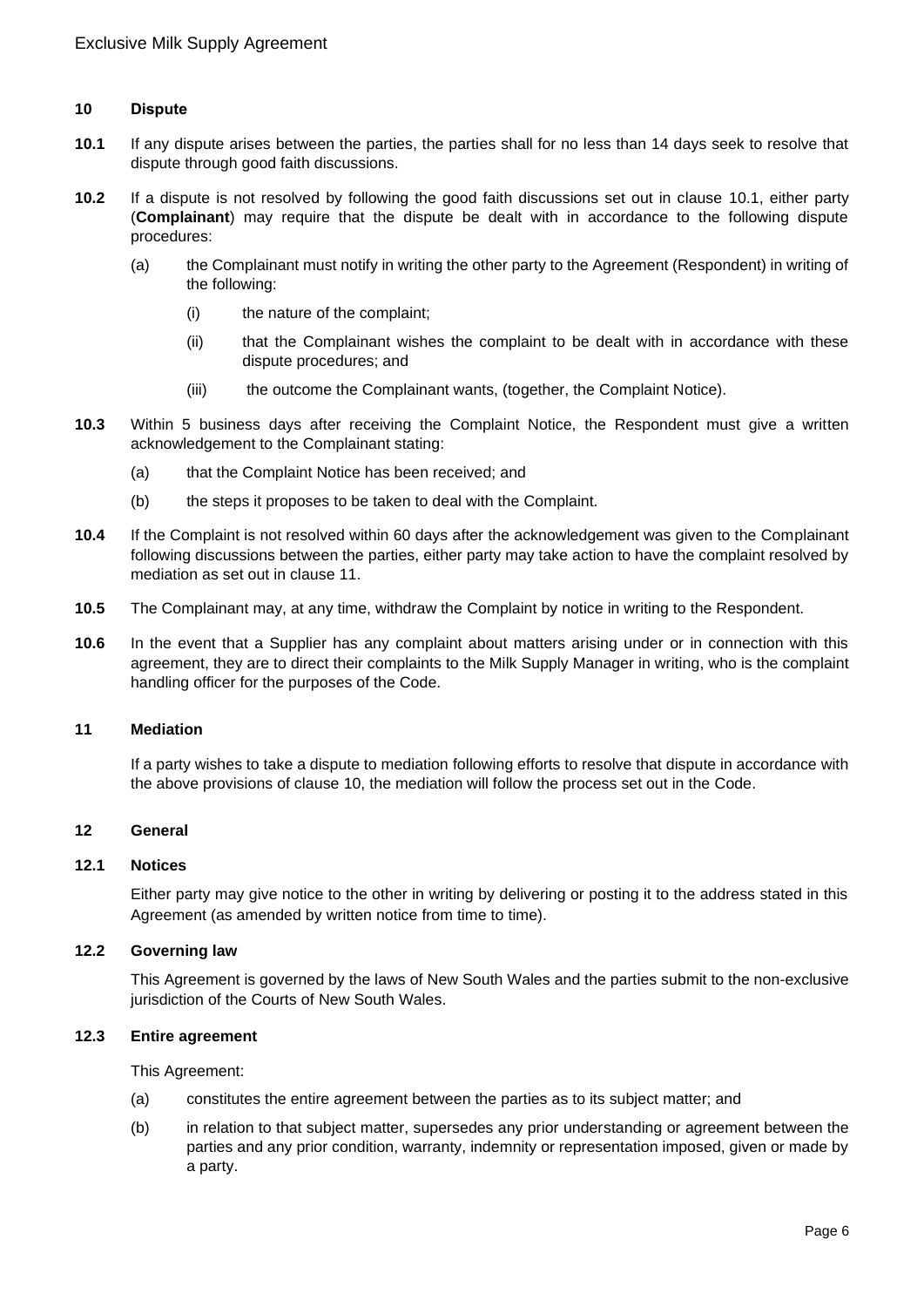## 10 Dispute

**10.1** If any dispute arises between the parties, the parties shall for no less than 14 days seek to resolve that dispute through good faith discussions.

**10.2** If a dispute is not resolved by following the good faith discussions set out in clause 10.1, either party (**Complainant**) may require that the dispute be dealt with in accordance to the following dispute procedures:

(a) the Complainant must notify in writing the other party to the Agreement (Respondent) in writing of the following:

(i) the nature of the complaint;

(ii) that the Complainant wishes the complaint to be dealt with in accordance with these dispute procedures; and

(iii) the outcome the Complainant wants, (together, the Complaint Notice).

**10.3** Within 5 business days after receiving the Complaint Notice, the Respondent must give a written acknowledgement to the Complainant stating:

(a) that the Complaint Notice has been received; and

(b) the steps it proposes to be taken to deal with the Complaint.

**10.4** If the Complaint is not resolved within 60 days after the acknowledgement was given to the Complainant following discussions between the parties, either party may take action to have the complaint resolved by mediation as set out in clause 11.

**10.5** The Complainant may, at any time, withdraw the Complaint by notice in writing to the Respondent.

**10.6** In the event that a Supplier has any complaint about matters arising under or in connection with this agreement, they are to direct their complaints to the Milk Supply Manager in writing, who is the complaint handling officer for the purposes of the Code.

## 11 Mediation

If a party wishes to take a dispute to mediation following efforts to resolve that dispute in accordance with the above provisions of clause 10, the mediation will follow the process set out in the Code.

## 12 General

### 12.1 Notices

Either party may give notice to the other in writing by delivering or posting it to the address stated in this Agreement (as amended by written notice from time to time).

### 12.2 Governing law

This Agreement is governed by the laws of New South Wales and the parties submit to the non-exclusive jurisdiction of the Courts of New South Wales.

### 12.3 Entire agreement

This Agreement:

(a) constitutes the entire agreement between the parties as to its subject matter; and

(b) in relation to that subject matter, supersedes any prior understanding or agreement between the parties and any prior condition, warranty, indemnity or representation imposed, given or made by a party.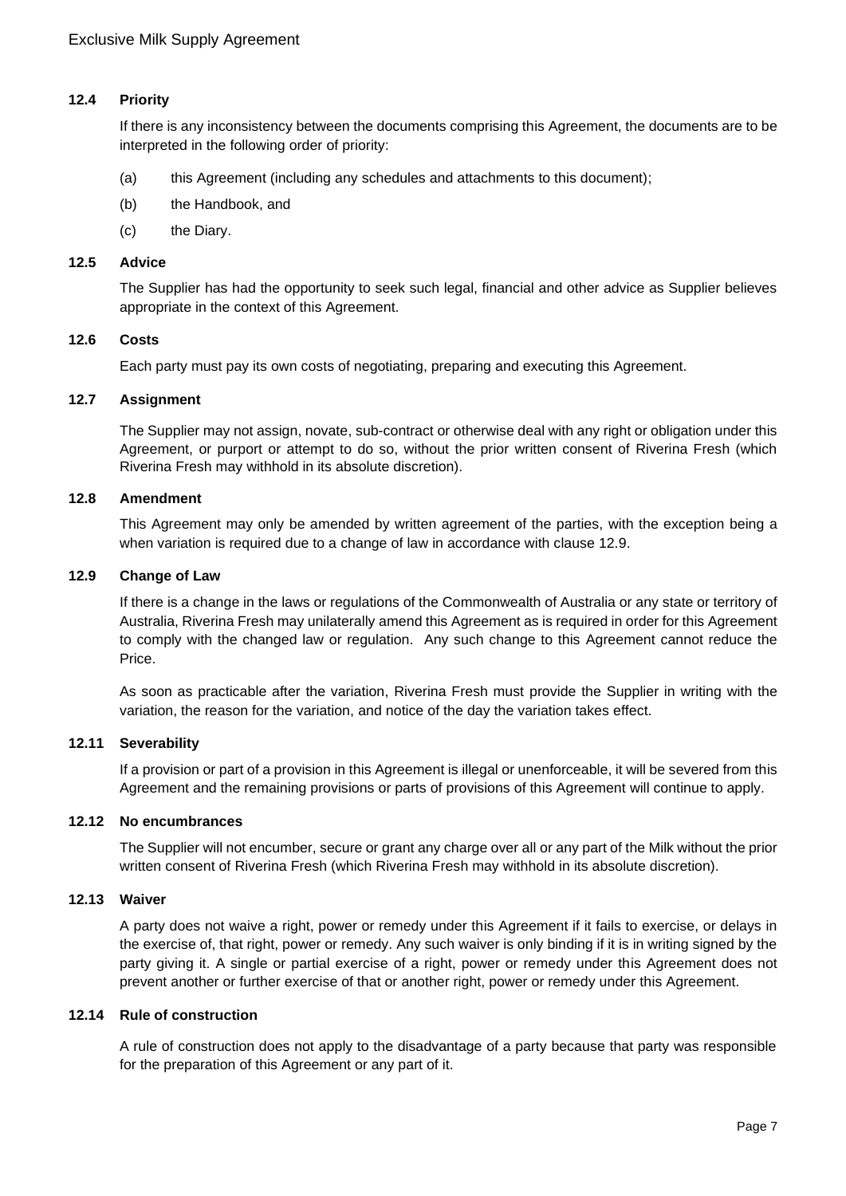### 12.4 Priority

If there is any inconsistency between the documents comprising this Agreement, the documents are to be interpreted in the following order of priority:

(a) this Agreement (including any schedules and attachments to this document);

(b) the Handbook, and

(c) the Diary.

### 12.5 Advice

The Supplier has had the opportunity to seek such legal, financial and other advice as Supplier believes appropriate in the context of this Agreement.

### 12.6 Costs

Each party must pay its own costs of negotiating, preparing and executing this Agreement.

### 12.7 Assignment

The Supplier may not assign, novate, sub-contract or otherwise deal with any right or obligation under this Agreement, or purport or attempt to do so, without the prior written consent of Riverina Fresh (which Riverina Fresh may withhold in its absolute discretion).

### 12.8 Amendment

This Agreement may only be amended by written agreement of the parties, with the exception being a when variation is required due to a change of law in accordance with clause 12.9.

### 12.9 Change of Law

If there is a change in the laws or regulations of the Commonwealth of Australia or any state or territory of Australia, Riverina Fresh may unilaterally amend this Agreement as is required in order for this Agreement to comply with the changed law or regulation. Any such change to this Agreement cannot reduce the Price.

As soon as practicable after the variation, Riverina Fresh must provide the Supplier in writing with the variation, the reason for the variation, and notice of the day the variation takes effect.

### 12.11 Severability

If a provision or part of a provision in this Agreement is illegal or unenforceable, it will be severed from this Agreement and the remaining provisions or parts of provisions of this Agreement will continue to apply.

### 12.12 No encumbrances

The Supplier will not encumber, secure or grant any charge over all or any part of the Milk without the prior written consent of Riverina Fresh (which Riverina Fresh may withhold in its absolute discretion).

### 12.13 Waiver

A party does not waive a right, power or remedy under this Agreement if it fails to exercise, or delays in the exercise of, that right, power or remedy. Any such waiver is only binding if it is in writing signed by the party giving it. A single or partial exercise of a right, power or remedy under this Agreement does not prevent another or further exercise of that or another right, power or remedy under this Agreement.

### 12.14 Rule of construction

A rule of construction does not apply to the disadvantage of a party because that party was responsible for the preparation of this Agreement or any part of it.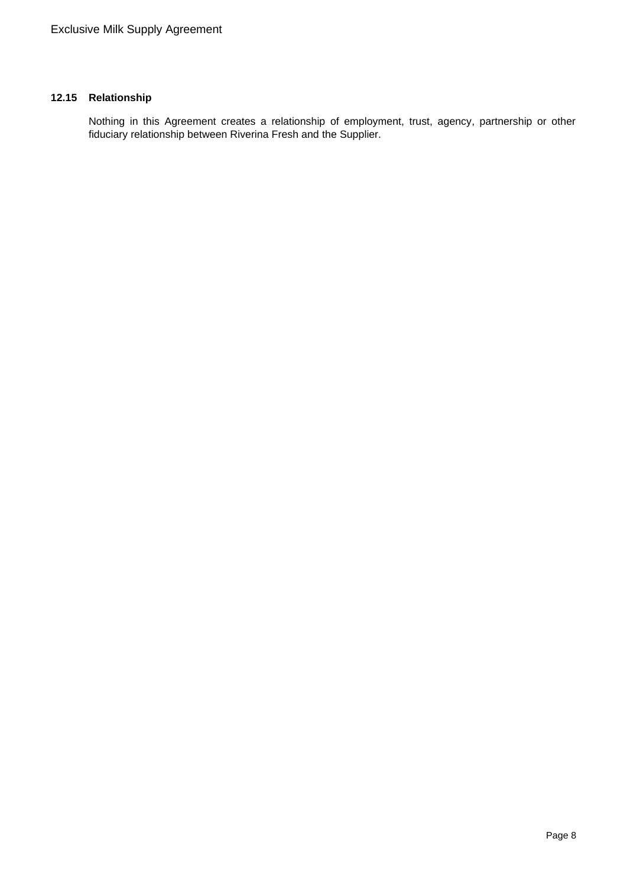### 12.15 Relationship

Nothing in this Agreement creates a relationship of employment, trust, agency, partnership or other fiduciary relationship between Riverina Fresh and the Supplier.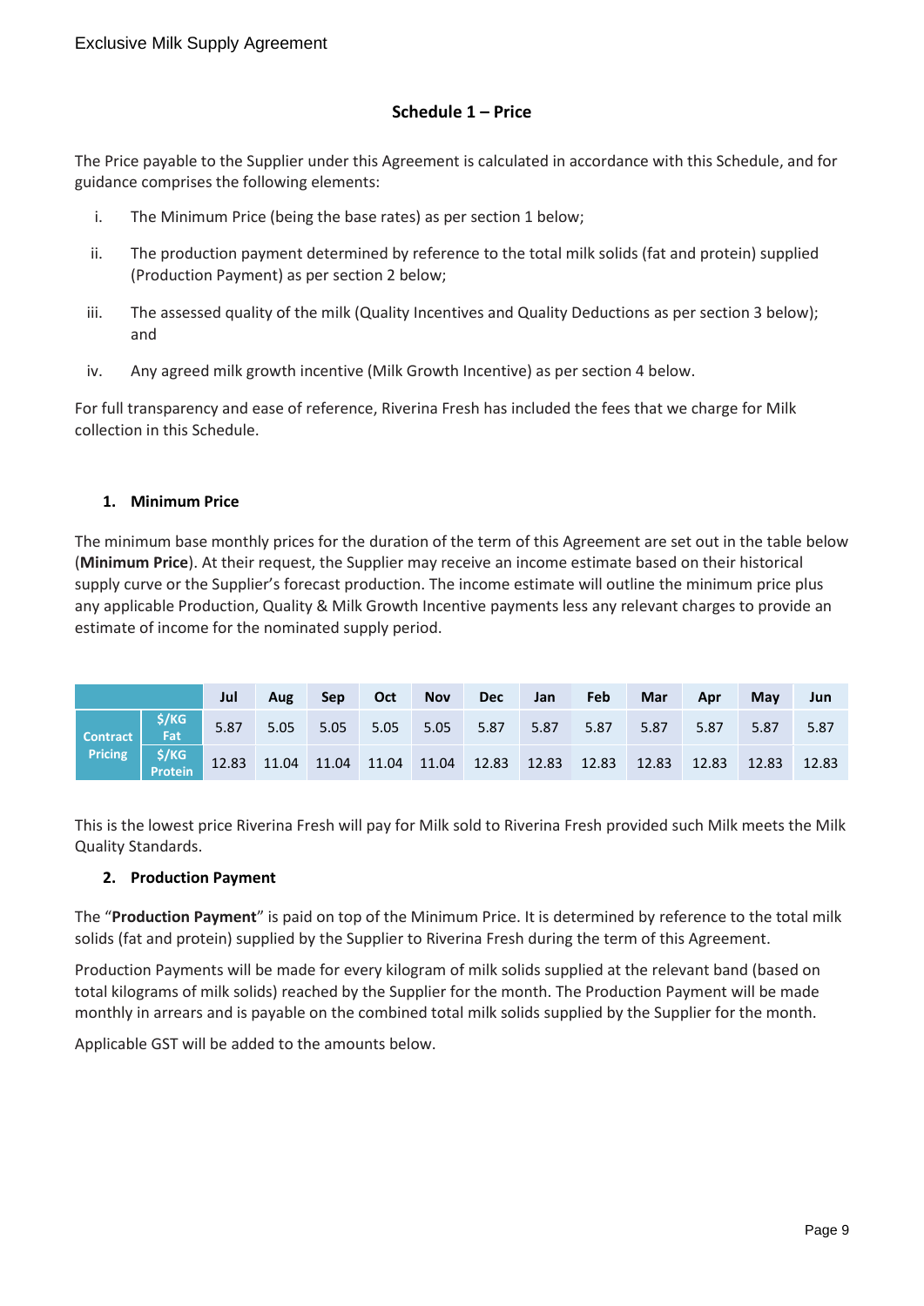## Schedule 1 – Price

The Price payable to the Supplier under this Agreement is calculated in accordance with this Schedule, and for guidance comprises the following elements:

i. The Minimum Price (being the base rates) as per section 1 below;

ii. The production payment determined by reference to the total milk solids (fat and protein) supplied (Production Payment) as per section 2 below;

iii. The assessed quality of the milk (Quality Incentives and Quality Deductions as per section 3 below); and

iv. Any agreed milk growth incentive (Milk Growth Incentive) as per section 4 below.

For full transparency and ease of reference, Riverina Fresh has included the fees that we charge for Milk collection in this Schedule.

### 1. Minimum Price

The minimum base monthly prices for the duration of the term of this Agreement are set out in the table below (**Minimum Price**). At their request, the Supplier may receive an income estimate based on their historical supply curve or the Supplier's forecast production. The income estimate will outline the minimum price plus any applicable Production, Quality & Milk Growth Incentive payments less any relevant charges to provide an estimate of income for the nominated supply period.

| | | Jul | Aug | Sep | Oct | Nov | Dec | Jan | Feb | Mar | Apr | May | Jun |
|---|---|---|---|---|---|---|---|---|---|---|---|---|---|
| Contract Pricing | $/KG Fat | 5.87 | 5.05 | 5.05 | 5.05 | 5.05 | 5.87 | 5.87 | 5.87 | 5.87 | 5.87 | 5.87 | 5.87 |
| | $/KG Protein | 12.83 | 11.04 | 11.04 | 11.04 | 11.04 | 12.83 | 12.83 | 12.83 | 12.83 | 12.83 | 12.83 | 12.83 |

This is the lowest price Riverina Fresh will pay for Milk sold to Riverina Fresh provided such Milk meets the Milk Quality Standards.

### 2. Production Payment

The "**Production Payment**" is paid on top of the Minimum Price. It is determined by reference to the total milk solids (fat and protein) supplied by the Supplier to Riverina Fresh during the term of this Agreement.

Production Payments will be made for every kilogram of milk solids supplied at the relevant band (based on total kilograms of milk solids) reached by the Supplier for the month. The Production Payment will be made monthly in arrears and is payable on the combined total milk solids supplied by the Supplier for the month.

Applicable GST will be added to the amounts below.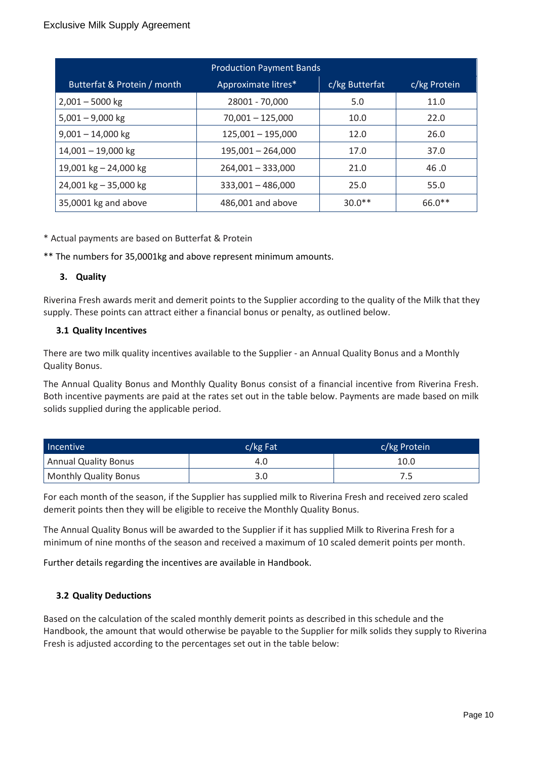| Production Payment Bands | | | |
|---|---|---|---|
| Butterfat & Protein / month | Approximate litres* | c/kg Butterfat | c/kg Protein |
| 2,001 – 5000 kg | 28001 - 70,000 | 5.0 | 11.0 |
| 5,001 – 9,000 kg | 70,001 – 125,000 | 10.0 | 22.0 |
| 9,001 – 14,000 kg | 125,001 – 195,000 | 12.0 | 26.0 |
| 14,001 – 19,000 kg | 195,001 – 264,000 | 17.0 | 37.0 |
| 19,001 kg – 24,000 kg | 264,001 – 333,000 | 21.0 | 46 .0 |
| 24,001 kg – 35,000 kg | 333,001 – 486,000 | 25.0 | 55.0 |
| 35,0001 kg and above | 486,001 and above | 30.0** | 66.0** |

\* Actual payments are based on Butterfat & Protein

** The numbers for 35,0001kg and above represent minimum amounts.

### 3. Quality

Riverina Fresh awards merit and demerit points to the Supplier according to the quality of the Milk that they supply. These points can attract either a financial bonus or penalty, as outlined below.

#### 3.1 Quality Incentives

There are two milk quality incentives available to the Supplier - an Annual Quality Bonus and a Monthly Quality Bonus.

The Annual Quality Bonus and Monthly Quality Bonus consist of a financial incentive from Riverina Fresh. Both incentive payments are paid at the rates set out in the table below. Payments are made based on milk solids supplied during the applicable period.

| Incentive | c/kg Fat | c/kg Protein |
|---|---|---|
| Annual Quality Bonus | 4.0 | 10.0 |
| Monthly Quality Bonus | 3.0 | 7.5 |

For each month of the season, if the Supplier has supplied milk to Riverina Fresh and received zero scaled demerit points then they will be eligible to receive the Monthly Quality Bonus.

The Annual Quality Bonus will be awarded to the Supplier if it has supplied Milk to Riverina Fresh for a minimum of nine months of the season and received a maximum of 10 scaled demerit points per month.

Further details regarding the incentives are available in Handbook.

#### 3.2 Quality Deductions

Based on the calculation of the scaled monthly demerit points as described in this schedule and the Handbook, the amount that would otherwise be payable to the Supplier for milk solids they supply to Riverina Fresh is adjusted according to the percentages set out in the table below: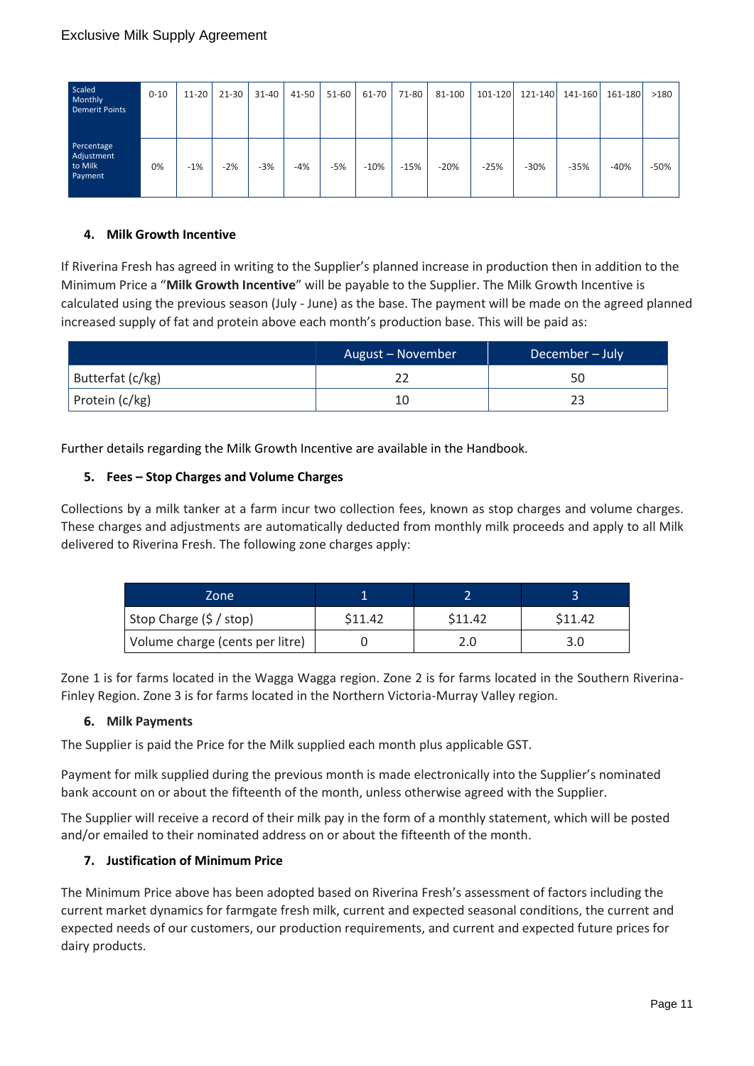| Scaled Monthly Demerit Points | 0-10 | 11-20 | 21-30 | 31-40 | 41-50 | 51-60 | 61-70 | 71-80 | 81-100 | 101-120 | 121-140 | 141-160 | 161-180 | >180 |
|---|---|---|---|---|---|---|---|---|---|---|---|---|---|---|
| Percentage Adjustment to Milk Payment | 0% | -1% | -2% | -3% | -4% | -5% | -10% | -15% | -20% | -25% | -30% | -35% | -40% | -50% |

### 4. Milk Growth Incentive

If Riverina Fresh has agreed in writing to the Supplier's planned increase in production then in addition to the Minimum Price a "**Milk Growth Incentive**" will be payable to the Supplier. The Milk Growth Incentive is calculated using the previous season (July - June) as the base. The payment will be made on the agreed planned increased supply of fat and protein above each month's production base. This will be paid as:

| | August – November | December – July |
|---|---|---|
| Butterfat (c/kg) | 22 | 50 |
| Protein (c/kg) | 10 | 23 |

Further details regarding the Milk Growth Incentive are available in the Handbook.

### 5. Fees – Stop Charges and Volume Charges

Collections by a milk tanker at a farm incur two collection fees, known as stop charges and volume charges. These charges and adjustments are automatically deducted from monthly milk proceeds and apply to all Milk delivered to Riverina Fresh. The following zone charges apply:

| Zone | 1 | 2 | 3 |
|---|---|---|---|
| Stop Charge ($ / stop) | $11.42 | $11.42 | $11.42 |
| Volume charge (cents per litre) | 0 | 2.0 | 3.0 |

Zone 1 is for farms located in the Wagga Wagga region. Zone 2 is for farms located in the Southern Riverina-Finley Region. Zone 3 is for farms located in the Northern Victoria-Murray Valley region.

### 6. Milk Payments

The Supplier is paid the Price for the Milk supplied each month plus applicable GST.

Payment for milk supplied during the previous month is made electronically into the Supplier's nominated bank account on or about the fifteenth of the month, unless otherwise agreed with the Supplier.

The Supplier will receive a record of their milk pay in the form of a monthly statement, which will be posted and/or emailed to their nominated address on or about the fifteenth of the month.

### 7. Justification of Minimum Price

The Minimum Price above has been adopted based on Riverina Fresh's assessment of factors including the current market dynamics for farmgate fresh milk, current and expected seasonal conditions, the current and expected needs of our customers, our production requirements, and current and expected future prices for dairy products.